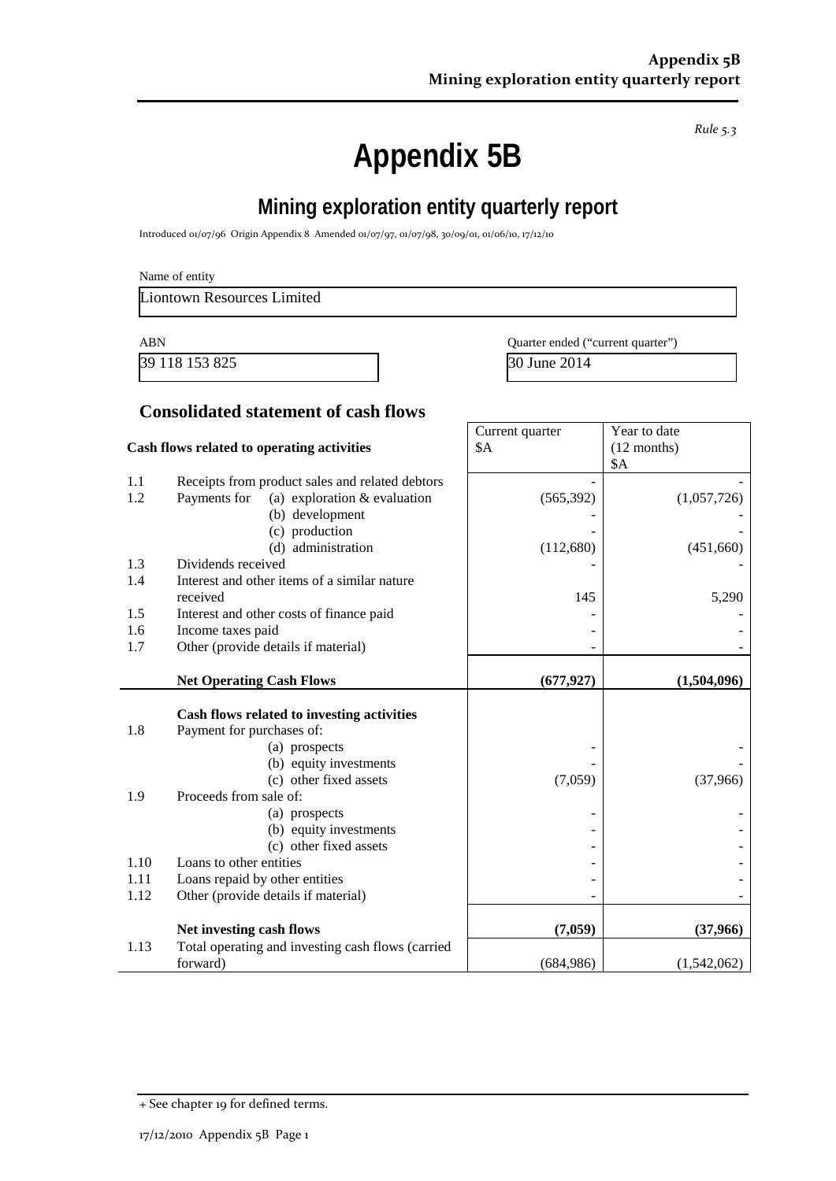*Rule 5.3*

# Appendix 5B

## Mining exploration entity quarterly report

Introduced 01/07/96 Origin Appendix 8 Amended 01/07/97, 01/07/98, 30/09/01, 01/06/10, 17/12/10

Name of entity

Liontown Resources Limited

| ABN | Quarter ended ("current quarter") |
|---|---|
| 39 118 153 825 | 30 June 2014 |

### Consolidated statement of cash flows

| | Cash flows related to operating activities | Current quarter $A | Year to date (12 months) $A |
|---|---|---|---|
| 1.1 | Receipts from product sales and related debtors | - | - |
| 1.2 | Payments for (a) exploration & evaluation | (565,392) | (1,057,726) |
| | (b) development | - | - |
| | (c) production | - | - |
| | (d) administration | (112,680) | (451,660) |
| 1.3 | Dividends received | - | - |
| 1.4 | Interest and other items of a similar nature received | 145 | 5,290 |
| 1.5 | Interest and other costs of finance paid | - | - |
| 1.6 | Income taxes paid | - | - |
| 1.7 | Other (provide details if material) | - | - |
| | **Net Operating Cash Flows** | **(677,927)** | **(1,504,096)** |
| | **Cash flows related to investing activities** | | |
| 1.8 | Payment for purchases of: | | |
| | (a) prospects | - | - |
| | (b) equity investments | - | - |
| | (c) other fixed assets | (7,059) | (37,966) |
| 1.9 | Proceeds from sale of: | | |
| | (a) prospects | - | - |
| | (b) equity investments | - | - |
| | (c) other fixed assets | - | - |
| 1.10 | Loans to other entities | - | - |
| 1.11 | Loans repaid by other entities | - | - |
| 1.12 | Other (provide details if material) | - | - |
| | **Net investing cash flows** | **(7,059)** | **(37,966)** |
| 1.13 | Total operating and investing cash flows (carried forward) | (684,986) | (1,542,062) |

+ See chapter 19 for defined terms.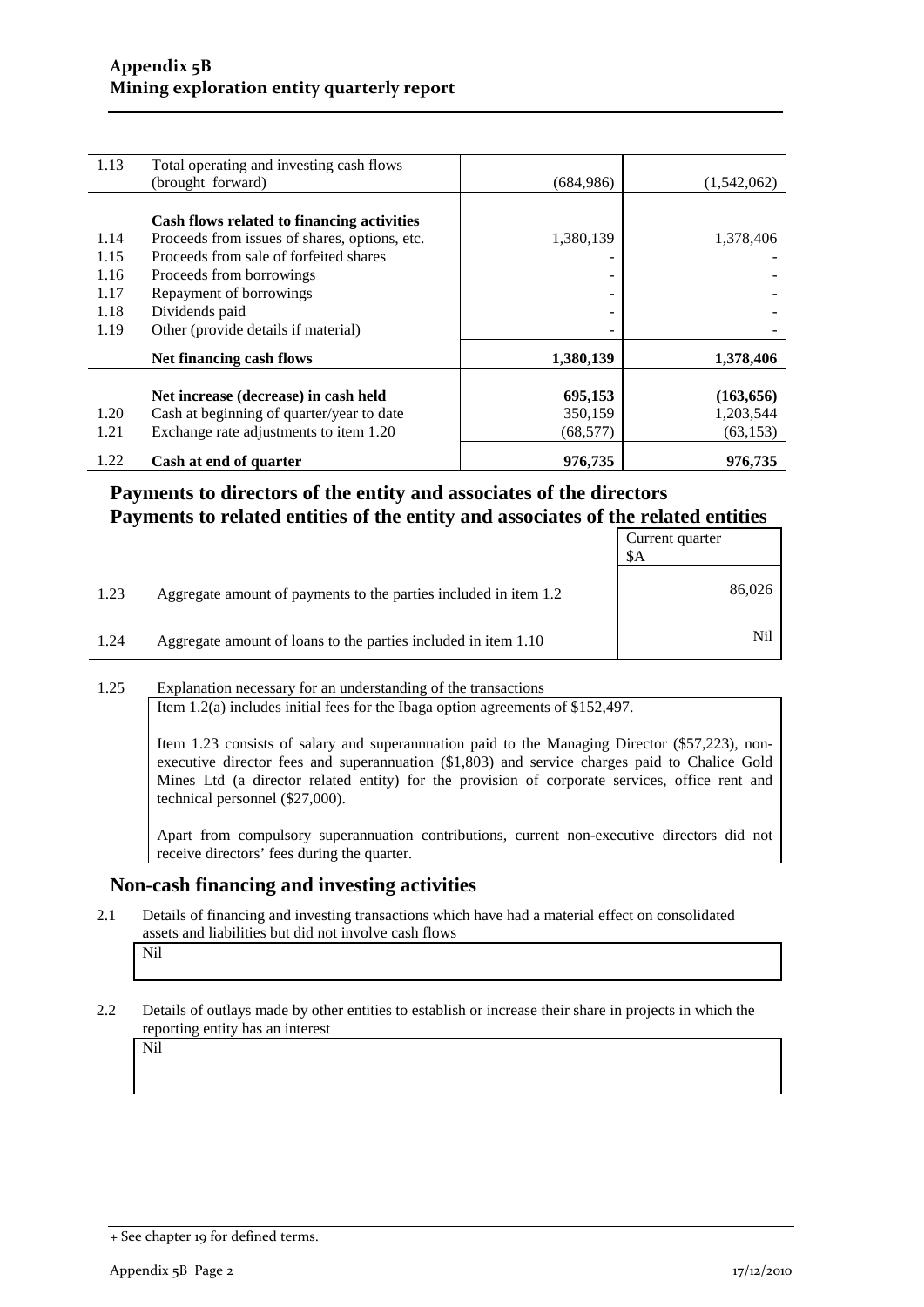| | | | |
|---|---|---|---|
| 1.13 | Total operating and investing cash flows (brought forward) | (684,986) | (1,542,062) |
| | **Cash flows related to financing activities** | | |
| 1.14 | Proceeds from issues of shares, options, etc. | 1,380,139 | 1,378,406 |
| 1.15 | Proceeds from sale of forfeited shares | - | - |
| 1.16 | Proceeds from borrowings | - | - |
| 1.17 | Repayment of borrowings | - | - |
| 1.18 | Dividends paid | - | - |
| 1.19 | Other (provide details if material) | - | - |
| | **Net financing cash flows** | **1,380,139** | **1,378,406** |
| | **Net increase (decrease) in cash held** | **695,153** | **(163,656)** |
| 1.20 | Cash at beginning of quarter/year to date | 350,159 | 1,203,544 |
| 1.21 | Exchange rate adjustments to item 1.20 | (68,577) | (63,153) |
| 1.22 | **Cash at end of quarter** | **976,735** | **976,735** |

## Payments to directors of the entity and associates of the directors
## Payments to related entities of the entity and associates of the related entities

| | | Current quarter $A |
|---|---|---|
| 1.23 | Aggregate amount of payments to the parties included in item 1.2 | 86,026 |
| 1.24 | Aggregate amount of loans to the parties included in item 1.10 | Nil |

1.25 Explanation necessary for an understanding of the transactions

Item 1.2(a) includes initial fees for the Ibaga option agreements of $152,497.

Item 1.23 consists of salary and superannuation paid to the Managing Director ($57,223), non-executive director fees and superannuation ($1,803) and service charges paid to Chalice Gold Mines Ltd (a director related entity) for the provision of corporate services, office rent and technical personnel ($27,000).

Apart from compulsory superannuation contributions, current non-executive directors did not receive directors' fees during the quarter.

## Non-cash financing and investing activities

2.1 Details of financing and investing transactions which have had a material effect on consolidated assets and liabilities but did not involve cash flows

Nil

2.2 Details of outlays made by other entities to establish or increase their share in projects in which the reporting entity has an interest

Nil

+ See chapter 19 for defined terms.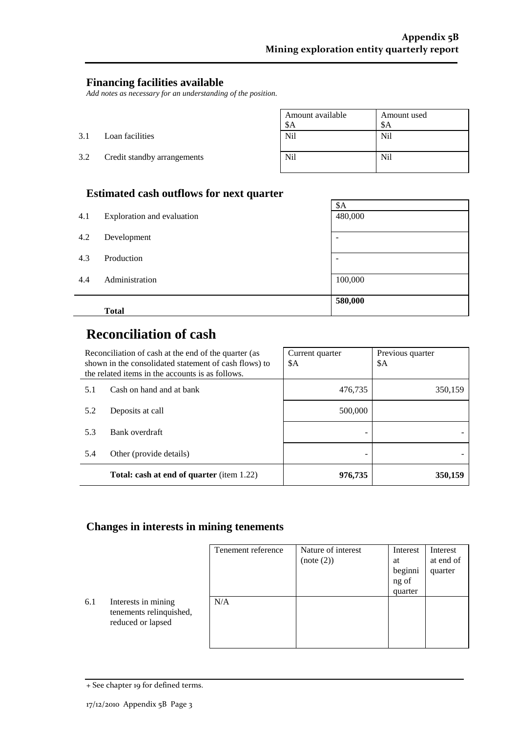## Financing facilities available

*Add notes as necessary for an understanding of the position.*

| | | Amount available<br>$A | Amount used<br>$A |
|---|---|---|---|
| 3.1 | Loan facilities | Nil | Nil |
| 3.2 | Credit standby arrangements | Nil | Nil |

## Estimated cash outflows for next quarter

| | | $A |
|---|---|---|
| 4.1 | Exploration and evaluation | 480,000 |
| 4.2 | Development | - |
| 4.3 | Production | - |
| 4.4 | Administration | 100,000 |
| | **Total** | **580,000** |

# Reconciliation of cash

| Reconciliation of cash at the end of the quarter (as shown in the consolidated statement of cash flows) to the related items in the accounts is as follows. | | Current quarter<br>$A | Previous quarter<br>$A |
|---|---|---|---|
| 5.1 | Cash on hand and at bank | 476,735 | 350,159 |
| 5.2 | Deposits at call | 500,000 | |
| 5.3 | Bank overdraft | - | - |
| 5.4 | Other (provide details) | - | - |
| | **Total: cash at end of quarter** (item 1.22) | **976,735** | **350,159** |

## Changes in interests in mining tenements

| | | Tenement reference | Nature of interest (note (2)) | Interest at beginning of quarter | Interest at end of quarter |
|---|---|---|---|---|---|
| 6.1 | Interests in mining tenements relinquished, reduced or lapsed | N/A | | | |

+ See chapter 19 for defined terms.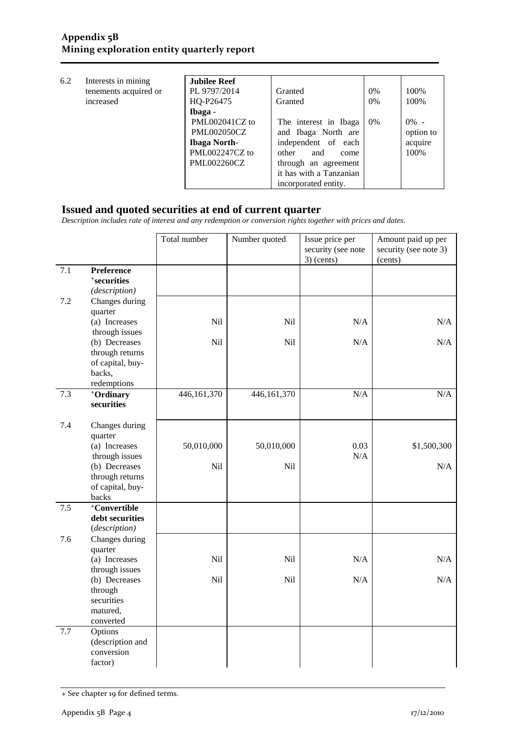| | | | | | |
|---|---|---|---|---|---|
| 6.2 | Interests in mining tenements acquired or increased | **Jubilee Reef**<br>PL 9797/2014<br>HQ-P26475<br>**Ibaga** -<br>PML002041CZ to PML002050CZ<br>**Ibaga North**-<br>PML002247CZ to PML002260CZ | <br>Granted<br>Granted<br><br>The interest in Ibaga and Ibaga North are independent of each other and come through an agreement it has with a Tanzanian incorporated entity. | <br>0%<br>0%<br><br>0% | <br>100%<br>100%<br><br>0% - option to acquire 100% |

## Issued and quoted securities at end of current quarter

*Description includes rate of interest and any redemption or conversion rights together with prices and dates.*

| | | Total number | Number quoted | Issue price per security (see note 3) (cents) | Amount paid up per security (see note 3) (cents) |
|---|---|---|---|---|---|
| 7.1 | **Preference +securities** *(description)* | | | | |
| 7.2 | Changes during quarter<br>(a) Increases through issues<br>(b) Decreases through returns of capital, buy-backs, redemptions | <br>Nil<br>Nil | <br>Nil<br>Nil | <br>N/A<br>N/A | <br>N/A<br>N/A |
| 7.3 | **+Ordinary securities** | 446,161,370 | 446,161,370 | N/A | N/A |
| 7.4 | Changes during quarter<br>(a) Increases through issues<br>(b) Decreases through returns of capital, buy-backs | <br>50,010,000<br>Nil | <br>50,010,000<br>Nil | <br>0.03<br>N/A | <br>$1,500,300<br>N/A |
| 7.5 | **+Convertible debt securities** *(description)* | | | | |
| 7.6 | Changes during quarter<br>(a) Increases through issues<br>(b) Decreases through securities matured, converted | <br>Nil<br>Nil | <br>Nil<br>Nil | <br>N/A<br>N/A | <br>N/A<br>N/A |
| 7.7 | Options (description and conversion factor) | | | | |

+ See chapter 19 for defined terms.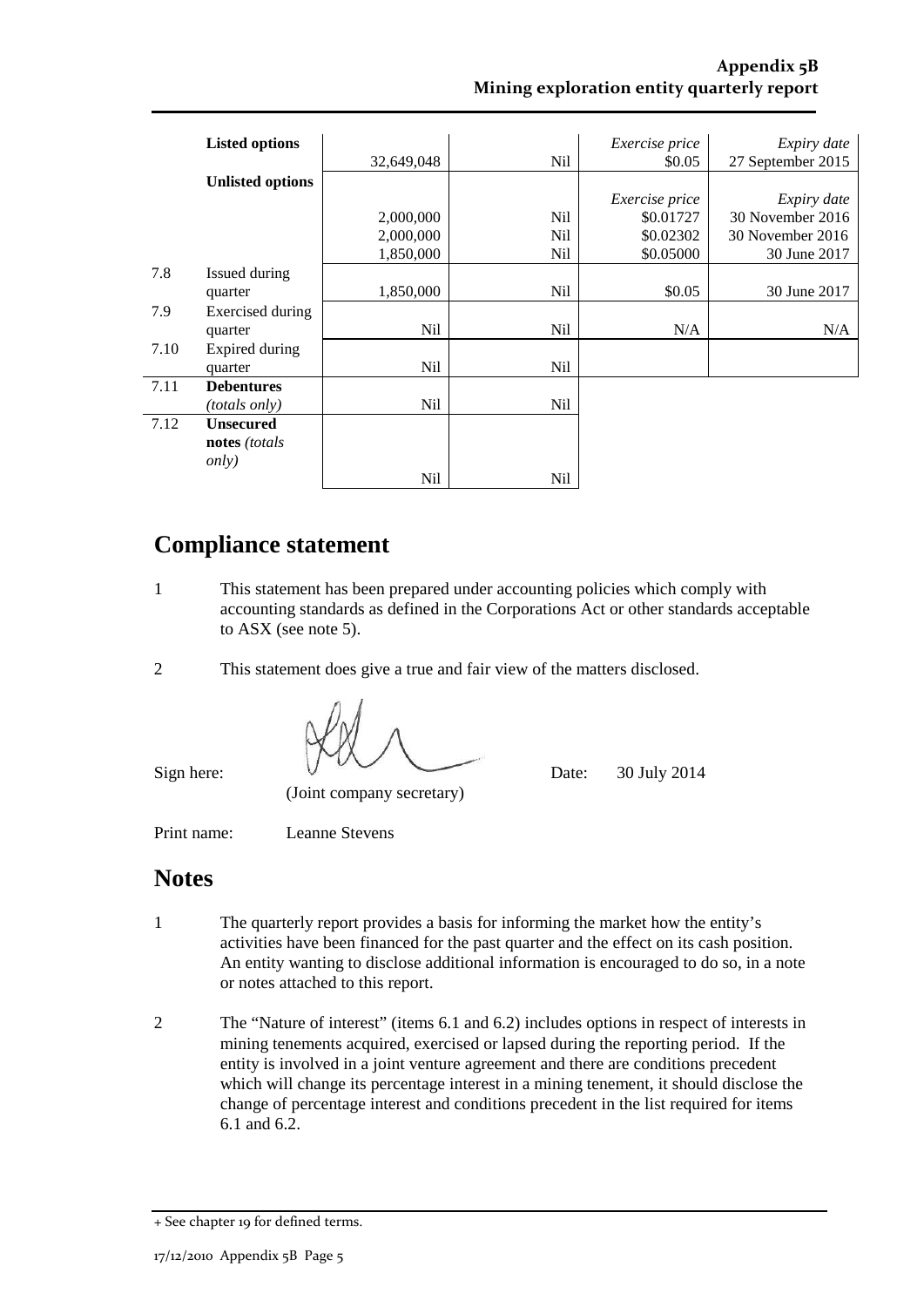| | | | | | |
|---|---|---|---|---|---|
| | **Listed options** | 32,649,048 | Nil | *Exercise price* $0.05 | *Expiry date* 27 September 2015 |
| | **Unlisted options** | 2,000,000<br>2,000,000<br>1,850,000 | Nil<br>Nil<br>Nil | *Exercise price*<br>$0.01727<br>$0.02302<br>$0.05000 | *Expiry date*<br>30 November 2016<br>30 November 2016<br>30 June 2017 |
| 7.8 | Issued during quarter | 1,850,000 | Nil | $0.05 | 30 June 2017 |
| 7.9 | Exercised during quarter | Nil | Nil | N/A | N/A |
| 7.10 | Expired during quarter | Nil | Nil | | |
| 7.11 | **Debentures** *(totals only)* | Nil | Nil | | |
| 7.12 | **Unsecured notes** *(totals only)* | Nil | Nil | | |

# Compliance statement

1 This statement has been prepared under accounting policies which comply with accounting standards as defined in the Corporations Act or other standards acceptable to ASX (see note 5).

2 This statement does give a true and fair view of the matters disclosed.

Sign here: (Joint company secretary) Date: 30 July 2014

Print name: Leanne Stevens

# Notes

1 The quarterly report provides a basis for informing the market how the entity's activities have been financed for the past quarter and the effect on its cash position. An entity wanting to disclose additional information is encouraged to do so, in a note or notes attached to this report.

2 The "Nature of interest" (items 6.1 and 6.2) includes options in respect of interests in mining tenements acquired, exercised or lapsed during the reporting period. If the entity is involved in a joint venture agreement and there are conditions precedent which will change its percentage interest in a mining tenement, it should disclose the change of percentage interest and conditions precedent in the list required for items 6.1 and 6.2.

+ See chapter 19 for defined terms.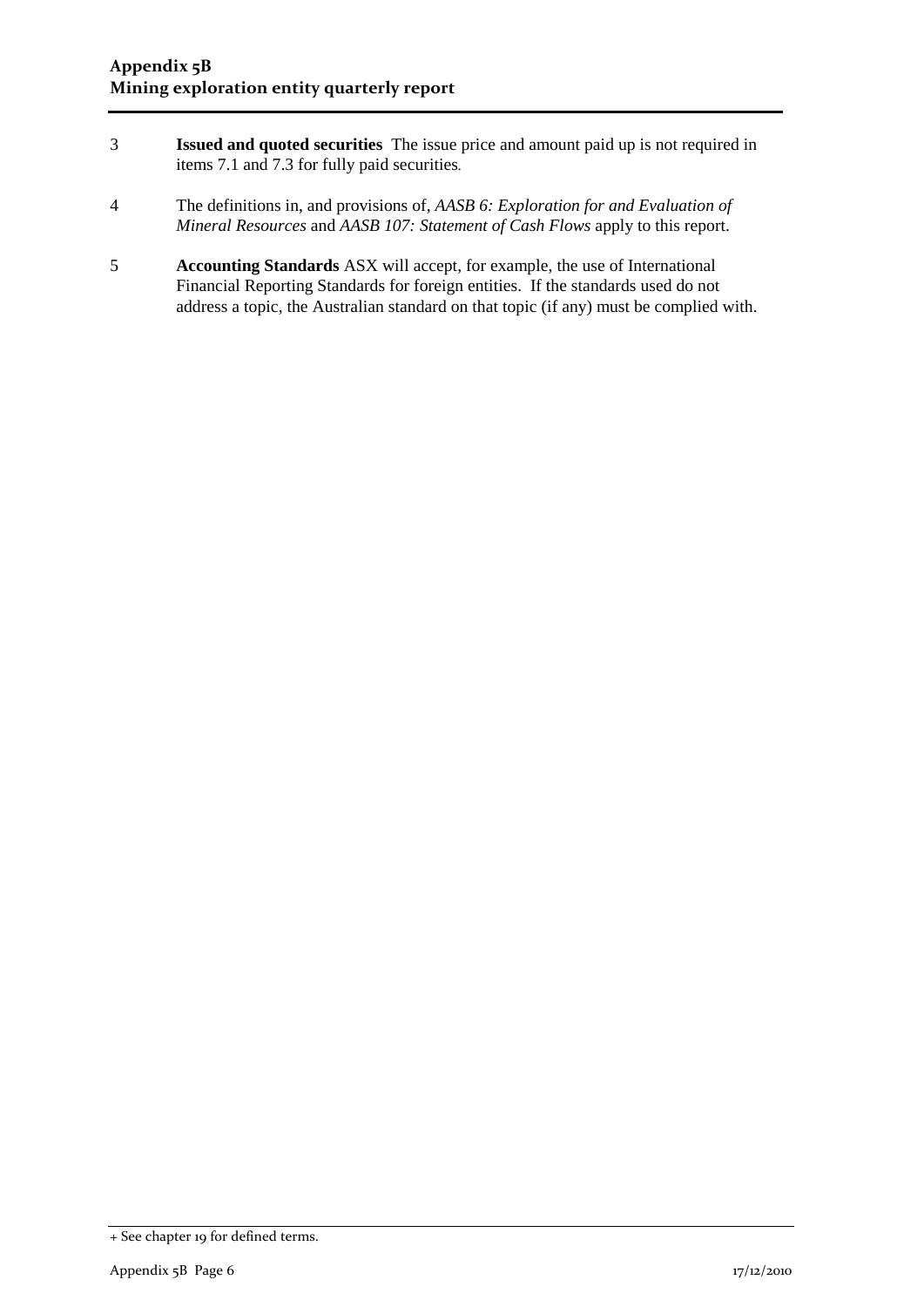3 **Issued and quoted securities** The issue price and amount paid up is not required in items 7.1 and 7.3 for fully paid securities.

4 The definitions in, and provisions of, *AASB 6: Exploration for and Evaluation of Mineral Resources* and *AASB 107: Statement of Cash Flows* apply to this report.

5 **Accounting Standards** ASX will accept, for example, the use of International Financial Reporting Standards for foreign entities. If the standards used do not address a topic, the Australian standard on that topic (if any) must be complied with.